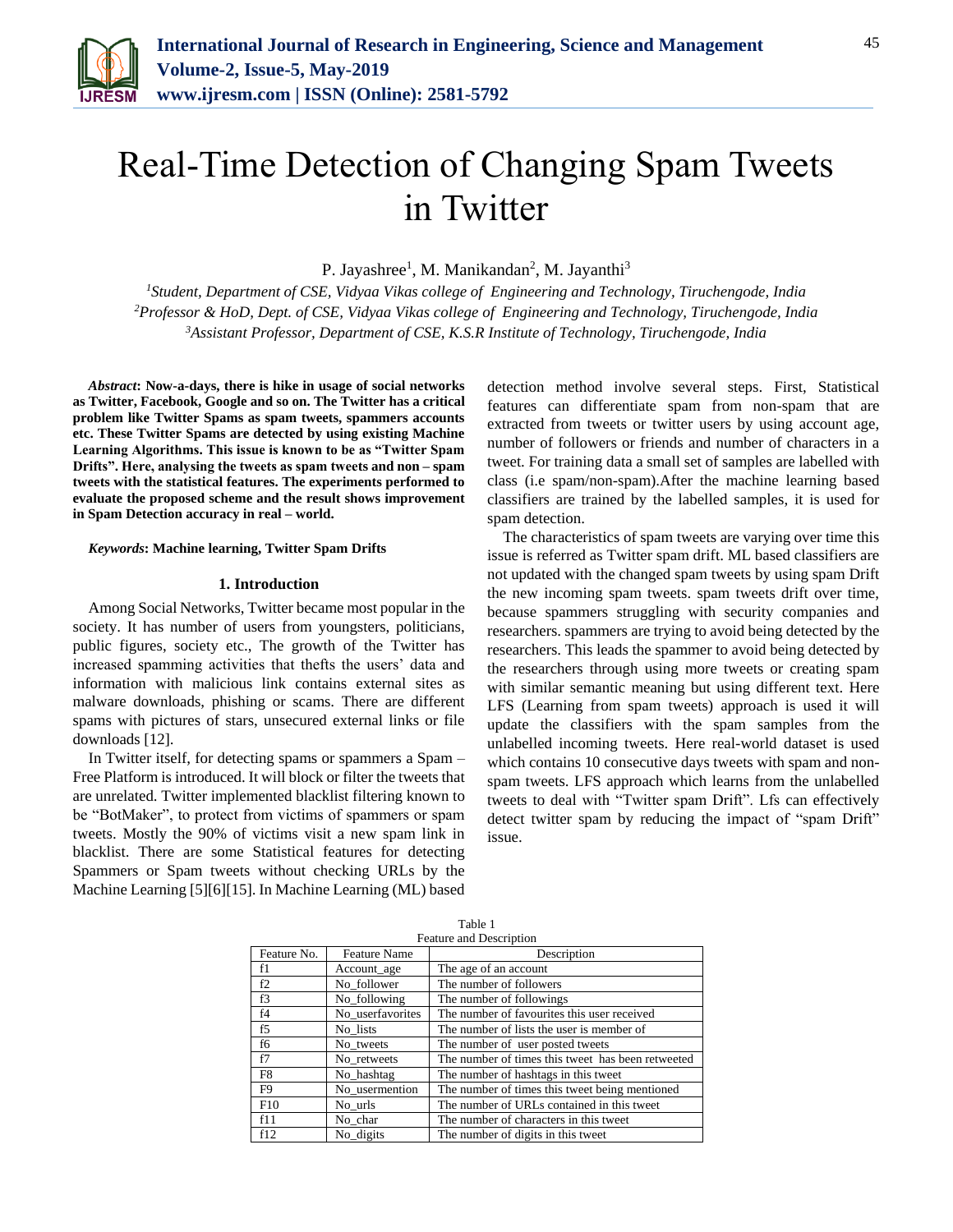# Real-Time Detection of Changing Spam Tweets in Twitter

P. Jayashree[1], M. Manikandan[2], M. Jayanthi[3]

[1]*Student, Department of CSE, Vidyaa Vikas college of Engineering and Technology, Tiruchengode, India*
[2]*Professor & HoD, Dept. of CSE, Vidyaa Vikas college of Engineering and Technology, Tiruchengode, India*
[3]*Assistant Professor, Department of CSE, K.S.R Institute of Technology, Tiruchengode, India*

***Abstract*: Now-a-days, there is hike in usage of social networks as Twitter, Facebook, Google and so on. The Twitter has a critical problem like Twitter Spams as spam tweets, spammers accounts etc. These Twitter Spams are detected by using existing Machine Learning Algorithms. This issue is known to be as "Twitter Spam Drifts". Here, analysing the tweets as spam tweets and non – spam tweets with the statistical features. The experiments performed to evaluate the proposed scheme and the result shows improvement in Spam Detection accuracy in real – world.**

***Keywords*: Machine learning, Twitter Spam Drifts**

## 1. Introduction

Among Social Networks, Twitter became most popular in the society. It has number of users from youngsters, politicians, public figures, society etc., The growth of the Twitter has increased spamming activities that thefts the users' data and information with malicious link contains external sites as malware downloads, phishing or scams. There are different spams with pictures of stars, unsecured external links or file downloads [12].

In Twitter itself, for detecting spams or spammers a Spam – Free Platform is introduced. It will block or filter the tweets that are unrelated. Twitter implemented blacklist filtering known to be "BotMaker", to protect from victims of spammers or spam tweets. Mostly the 90% of victims visit a new spam link in blacklist. There are some Statistical features for detecting Spammers or Spam tweets without checking URLs by the Machine Learning [5][6][15]. In Machine Learning (ML) based detection method involve several steps. First, Statistical features can differentiate spam from non-spam that are extracted from tweets or twitter users by using account age, number of followers or friends and number of characters in a tweet. For training data a small set of samples are labelled with class (i.e spam/non-spam).After the machine learning based classifiers are trained by the labelled samples, it is used for spam detection.

The characteristics of spam tweets are varying over time this issue is referred as Twitter spam drift. ML based classifiers are not updated with the changed spam tweets by using spam Drift the new incoming spam tweets. spam tweets drift over time, because spammers struggling with security companies and researchers. spammers are trying to avoid being detected by the researchers. This leads the spammer to avoid being detected by the researchers through using more tweets or creating spam with similar semantic meaning but using different text. Here LFS (Learning from spam tweets) approach is used it will update the classifiers with the spam samples from the unlabelled incoming tweets. Here real-world dataset is used which contains 10 consecutive days tweets with spam and non-spam tweets. LFS approach which learns from the unlabelled tweets to deal with "Twitter spam Drift". Lfs can effectively detect twitter spam by reducing the impact of "spam Drift" issue.

Table 1
Feature and Description

| Feature No. | Feature Name | Description |
|---|---|---|
| f1 | Account_age | The age of an account |
| f2 | No_follower | The number of followers |
| f3 | No_following | The number of followings |
| f4 | No_userfavorites | The number of favourites this user received |
| f5 | No_lists | The number of lists the user is member of |
| f6 | No_tweets | The number of user posted tweets |
| f7 | No_retweets | The number of times this tweet has been retweeted |
| F8 | No_hashtag | The number of hashtags in this tweet |
| F9 | No_usermention | The number of times this tweet being mentioned |
| F10 | No_urls | The number of URLs contained in this tweet |
| f11 | No_char | The number of characters in this tweet |
| f12 | No_digits | The number of digits in this tweet |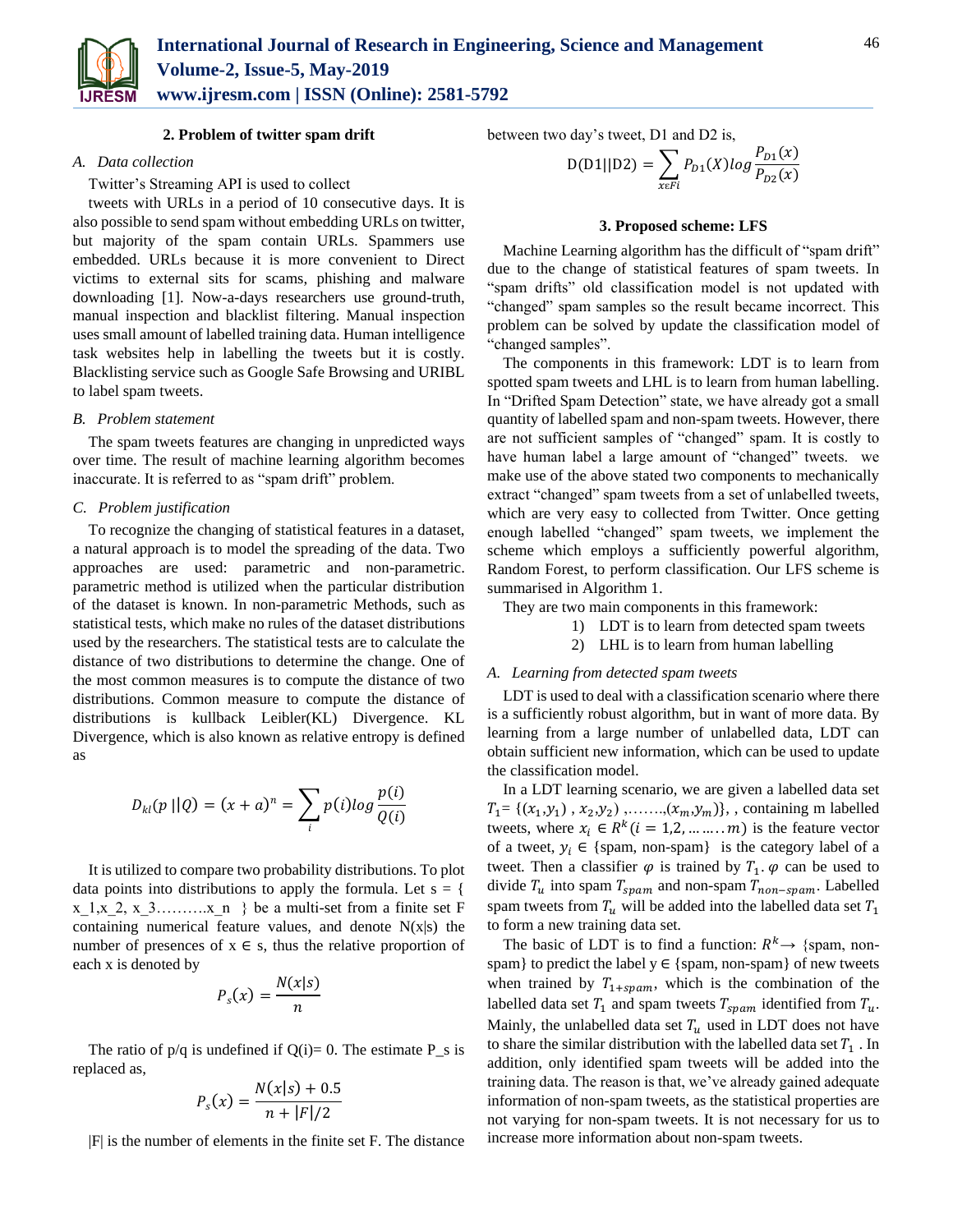## 2. Problem of twitter spam drift

### A. Data collection

Twitter's Streaming API is used to collect

tweets with URLs in a period of 10 consecutive days. It is also possible to send spam without embedding URLs on twitter, but majority of the spam contain URLs. Spammers use embedded. URLs because it is more convenient to Direct victims to external sits for scams, phishing and malware downloading [1]. Now-a-days researchers use ground-truth, manual inspection and blacklist filtering. Manual inspection uses small amount of labelled training data. Human intelligence task websites help in labelling the tweets but it is costly. Blacklisting service such as Google Safe Browsing and URIBL to label spam tweets.

### B. Problem statement

The spam tweets features are changing in unpredicted ways over time. The result of machine learning algorithm becomes inaccurate. It is referred to as "spam drift" problem.

### C. Problem justification

To recognize the changing of statistical features in a dataset, a natural approach is to model the spreading of the data. Two approaches are used: parametric and non-parametric. parametric method is utilized when the particular distribution of the dataset is known. In non-parametric Methods, such as statistical tests, which make no rules of the dataset distributions used by the researchers. The statistical tests are to calculate the distance of two distributions to determine the change. One of the most common measures is to compute the distance of two distributions. Common measure to compute the distance of distributions is kullback Leibler(KL) Divergence. KL Divergence, which is also known as relative entropy is defined as

$$D_{kl}(p\,||Q) = (x+a)^n = \sum_i p(i) log \frac{p(i)}{Q(i)}$$

It is utilized to compare two probability distributions. To plot data points into distributions to apply the formula. Let s = { x_1,x_2, x_3……….x_n } be a multi-set from a finite set F containing numerical feature values, and denote N(x|s) the number of presences of x ∈ s, thus the relative proportion of each x is denoted by

$$P_s(x) = \frac{N(x|s)}{n}$$

The ratio of p/q is undefined if Q(i)= 0. The estimate P_s is replaced as,

$$P_s(x) = \frac{N(x|s) + 0.5}{n + |F|/2}$$

|F| is the number of elements in the finite set F. The distance between two day's tweet, D1 and D2 is,

$$\mathrm{D(D1||D2)} = \sum_{x \epsilon Fi} P_{D1}(X) log \frac{P_{D1}(x)}{P_{D2}(x)}$$

## 3. Proposed scheme: LFS

Machine Learning algorithm has the difficult of "spam drift" due to the change of statistical features of spam tweets. In "spam drifts" old classification model is not updated with "changed" spam samples so the result became incorrect. This problem can be solved by update the classification model of "changed samples".

The components in this framework: LDT is to learn from spotted spam tweets and LHL is to learn from human labelling. In "Drifted Spam Detection" state, we have already got a small quantity of labelled spam and non-spam tweets. However, there are not sufficient samples of "changed" spam. It is costly to have human label a large amount of "changed" tweets. we make use of the above stated two components to mechanically extract "changed" spam tweets from a set of unlabelled tweets, which are very easy to collected from Twitter. Once getting enough labelled "changed" spam tweets, we implement the scheme which employs a sufficiently powerful algorithm, Random Forest, to perform classification. Our LFS scheme is summarised in Algorithm 1.

They are two main components in this framework:

1) LDT is to learn from detected spam tweets
2) LHL is to learn from human labelling

### A. Learning from detected spam tweets

LDT is used to deal with a classification scenario where there is a sufficiently robust algorithm, but in want of more data. By learning from a large number of unlabelled data, LDT can obtain sufficient new information, which can be used to update the classification model.

In a LDT learning scenario, we are given a labelled data set $T_1 = \{(x_1, y_1), x_2, y_2), \ldots\ldots, (x_m, y_m)\}$, , containing m labelled tweets, where $x_i \in R^k (i = 1,2, \ldots \ldots .. m)$ is the feature vector of a tweet, $y_i \in$ {spam, non-spam} is the category label of a tweet. Then a classifier $\varphi$ is trained by $T_1$. $\varphi$ can be used to divide $T_u$ into spam $T_{spam}$ and non-spam $T_{non-spam}$. Labelled spam tweets from $T_u$ will be added into the labelled data set $T_1$ to form a new training data set.

The basic of LDT is to find a function: $R^k \rightarrow$ {spam, non-spam} to predict the label y ∈ {spam, non-spam} of new tweets when trained by $T_{1+spam}$, which is the combination of the labelled data set $T_1$ and spam tweets $T_{spam}$ identified from $T_u$. Mainly, the unlabelled data set $T_u$ used in LDT does not have to share the similar distribution with the labelled data set $T_1$ . In addition, only identified spam tweets will be added into the training data. The reason is that, we've already gained adequate information of non-spam tweets, as the statistical properties are not varying for non-spam tweets. It is not necessary for us to increase more information about non-spam tweets.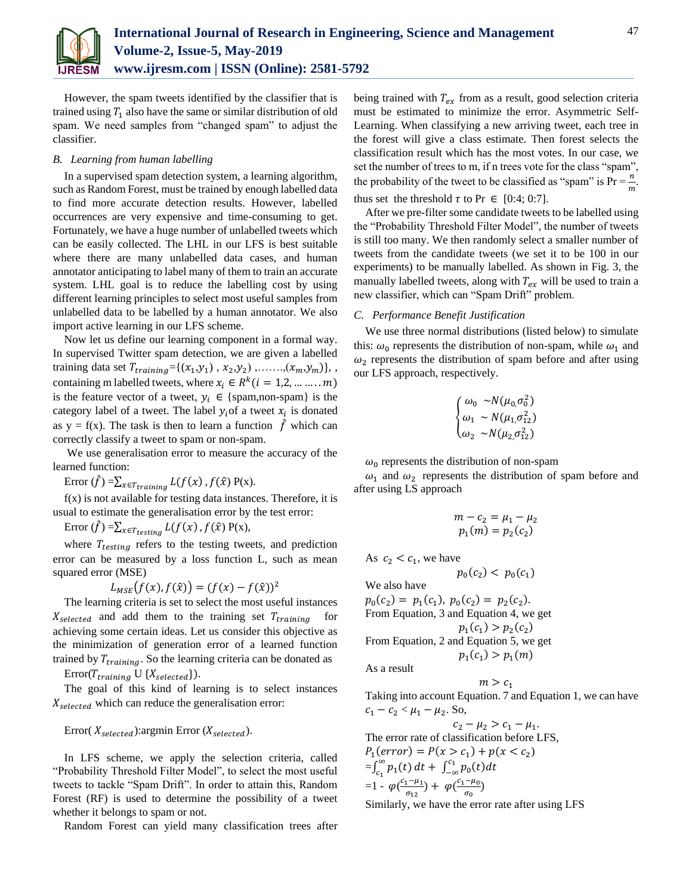However, the spam tweets identified by the classifier that is trained using $T_1$ also have the same or similar distribution of old spam. We need samples from "changed spam" to adjust the classifier.

### *B. Learning from human labelling*

In a supervised spam detection system, a learning algorithm, such as Random Forest, must be trained by enough labelled data to find more accurate detection results. However, labelled occurrences are very expensive and time-consuming to get. Fortunately, we have a huge number of unlabelled tweets which can be easily collected. The LHL in our LFS is best suitable where there are many unlabelled data cases, and human annotator anticipating to label many of them to train an accurate system. LHL goal is to reduce the labelling cost by using different learning principles to select most useful samples from unlabelled data to be labelled by a human annotator. We also import active learning in our LFS scheme.

Now let us define our learning component in a formal way. In supervised Twitter spam detection, we are given a labelled training data set $T_{training}$={($x_1$,$y_1$) , $x_2$,$y_2$) ,…….,($x_m$,$y_m$)}, , containing m labelled tweets, where $x_i \in R^k (i = 1,2, \ldots \ldots . m)$ is the feature vector of a tweet, $y_i$ ∈ {spam,non-spam} is the category label of a tweet. The label $y_i$of a tweet $x_i$ is donated as y = f(x). The task is then to learn a function $\hat{f}$ which can correctly classify a tweet to spam or non-spam.

We use generalisation error to measure the accuracy of the learned function:

Error $(\hat{f})$ =$\sum_{x \in T_{training}} L(f(x)\,, f(\hat{x}))$ P(x).

f(x) is not available for testing data instances. Therefore, it is usual to estimate the generalisation error by the test error:

Error $(\hat{f})$ =$\sum_{x \in T_{testing}} L(f(x)\,, f(\hat{x}))$ P(x),

where $T_{testing}$ refers to the testing tweets, and prediction error can be measured by a loss function L, such as mean squared error (MSE)

$$L_{MSE}\big(f(x), f(\hat{x})\big) = (f(x) - f(\hat{x}))^2$$

The learning criteria is set to select the most useful instances $X_{selected}$ and add them to the training set $T_{training}$ for achieving some certain ideas. Let us consider this objective as the minimization of generation error of a learned function trained by $T_{training}$. So the learning criteria can be donated as

Error($T_{training}$ U {$X_{selected}$}).

The goal of this kind of learning is to select instances $X_{selected}$ which can reduce the generalisation error:

Error( $X_{selected}$):argmin Error ($X_{selected}$).

In LFS scheme, we apply the selection criteria, called "Probability Threshold Filter Model", to select the most useful tweets to tackle "Spam Drift". In order to attain this, Random Forest (RF) is used to determine the possibility of a tweet whether it belongs to spam or not.

Random Forest can yield many classification trees after being trained with $T_{ex}$ from as a result, good selection criteria must be estimated to minimize the error. Asymmetric Self-Learning. When classifying a new arriving tweet, each tree in the forest will give a class estimate. Then forest selects the classification result which has the most votes. In our case, we set the number of trees to m, if n trees vote for the class "spam", the probability of the tweet to be classified as "spam" is Pr = $\frac{n}{m}$. thus set the threshold $\tau$ to Pr ∈ [0:4; 0:7].

After we pre-filter some candidate tweets to be labelled using the "Probability Threshold Filter Model", the number of tweets is still too many. We then randomly select a smaller number of tweets from the candidate tweets (we set it to be 100 in our experiments) to be manually labelled. As shown in Fig. 3, the manually labelled tweets, along with $T_{ex}$ will be used to train a new classifier, which can "Spam Drift" problem.

### *C. Performance Benefit Justification*

We use three normal distributions (listed below) to simulate this: $\omega_0$ represents the distribution of non-spam, while $\omega_1$ and $\omega_2$ represents the distribution of spam before and after using our LFS approach, respectively.

$$\begin{cases} \omega_0 \ \sim N(\mu_{0,}\sigma_0^2) \\ \omega_1 \ \sim N(\mu_{1,}\sigma_{12}^2) \\ \omega_2 \ \sim N(\mu_{2,}\sigma_{12}^2) \end{cases}$$

$\omega_0$ represents the distribution of non-spam

$\omega_1$ and $\omega_2$ represents the distribution of spam before and after using LS approach

$$m - c_2 = \mu_1 - \mu_2$$
$$p_1(m) = p_2(c_2)$$

As $c_2 < c_1$, we have

$$p_0(c_2) < \ p_0(c_1)$$

We also have

$p_0(c_2) = \ p_1(c_1),\ p_0(c_2) = \ p_2(c_2).$

From Equation, 3 and Equation 4, we get

$$p_1(c_1) > p_2(c_2)$$

From Equation, 2 and Equation 5, we get

$$p_1(c_1) > p_1(m)$$

As a result

$$m > c_1$$

Taking into account Equation. 7 and Equation 1, we can have $c_1 - c_2 < \mu_1 - \mu_2$. So,

$$c_2 - \mu_2 > c_1 - \mu_1.$$

The error rate of classification before LFS,

$P_1(error) = P(x > c_1) + p(x < c_2)$

$= \int_{c_1}^{\infty} p_1(t)\, dt + \int_{-\infty}^{c_1} p_0(t) dt$

$= 1 - \ \varphi(\frac{c_1 - \mu_1}{\sigma_{12}}) + \ \varphi(\frac{c_1 - \mu_0}{\sigma_0})$

Similarly, we have the error rate after using LFS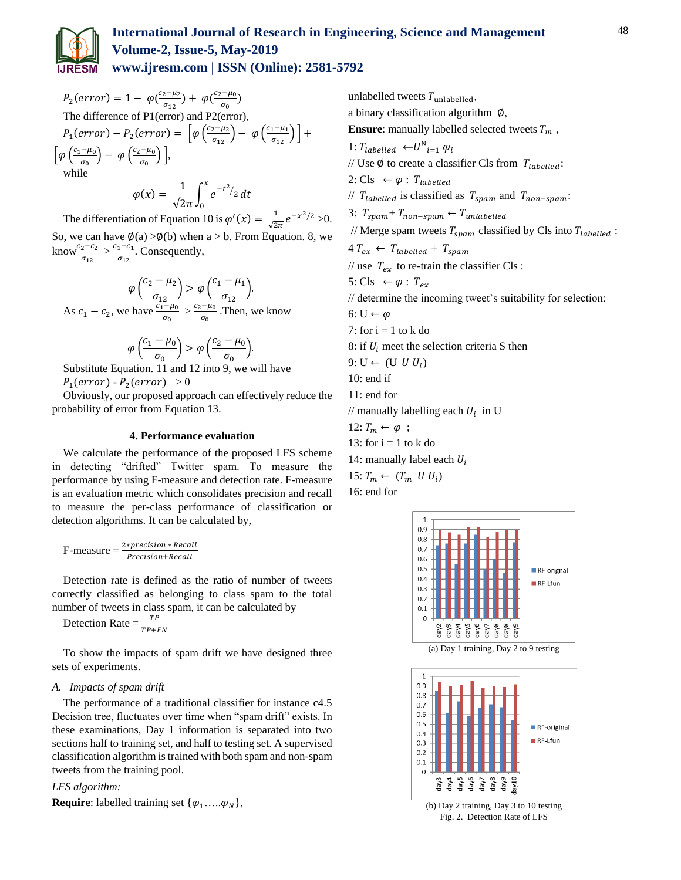$P_2(error) = 1 - \varphi(\frac{c_2-\mu_2}{\sigma_{12}}) + \varphi(\frac{c_2-\mu_0}{\sigma_0})$

The difference of P1(error) and P2(error),

$P_1(error) - P_2(error) = \left[\varphi\left(\frac{c_2-\mu_2}{\sigma_{12}}\right) - \varphi\left(\frac{c_1-\mu_1}{\sigma_{12}}\right)\right] + \left[\varphi\left(\frac{c_1-\mu_0}{\sigma_0}\right) - \varphi\left(\frac{c_2-\mu_0}{\sigma_0}\right)\right],$

while

$$\varphi(x) = \frac{1}{\sqrt{2\pi}}\int_0^x e^{-t^2/2}\,dt$$

The differentiation of Equation 10 is $\varphi'(x) = \frac{1}{\sqrt{2\pi}}e^{-x^2/2} > 0$. So, we can have $\emptyset(a) > \emptyset(b)$ when a > b. From Equation. 8, we know $\frac{c_2-c_2}{\sigma_{12}} > \frac{c_1-c_1}{\sigma_{12}}$. Consequently,

$$\varphi\left(\frac{c_2-\mu_2}{\sigma_{12}}\right) > \varphi\left(\frac{c_1-\mu_1}{\sigma_{12}}\right).$$

As $c_1 - c_2$, we have $\frac{c_1-\mu_0}{\sigma_0} > \frac{c_2-\mu_0}{\sigma_0}$ .Then, we know

$$\varphi\left(\frac{c_1-\mu_0}{\sigma_0}\right) > \varphi\left(\frac{c_2-\mu_0}{\sigma_0}\right).$$

Substitute Equation. 11 and 12 into 9, we will have

$P_1(error)$ - $P_2(error)$ $> 0$

Obviously, our proposed approach can effectively reduce the probability of error from Equation 13.

## 4. Performance evaluation

We calculate the performance of the proposed LFS scheme in detecting "drifted" Twitter spam. To measure the performance by using F-measure and detection rate. F-measure is an evaluation metric which consolidates precision and recall to measure the per-class performance of classification or detection algorithms. It can be calculated by,

F-measure = $\frac{2*precision * Recall}{Precision+Recall}$

Detection rate is defined as the ratio of number of tweets correctly classified as belonging to class spam to the total number of tweets in class spam, it can be calculated by

Detection Rate = $\frac{TP}{TP+FN}$

To show the impacts of spam drift we have designed three sets of experiments.

### *A. Impacts of spam drift*

The performance of a traditional classifier for instance c4.5 Decision tree, fluctuates over time when "spam drift" exists. In these examinations, Day 1 information is separated into two sections half to training set, and half to testing set. A supervised classification algorithm is trained with both spam and non-spam tweets from the training pool.

*LFS algorithm:*

**Require**: labelled training set $\{\varphi_1 \ldots\ldots \varphi_N\}$,

unlabelled tweets $T_{\text{unlabelled}}$,

a binary classification algorithm $\emptyset$,

**Ensure**: manually labelled selected tweets $T_m$ ,

1: $T_{labelled} \leftarrow U^{N}_{i=1}\ \varphi_i$

// Use $\emptyset$ to create a classifier Cls from $T_{labelled}$:

2: Cls $\leftarrow \varphi : T_{labelled}$

// $T_{labelled}$ is classified as $T_{spam}$ and $T_{non-spam}$:

3: $T_{spam}$+ $T_{non-spam} \leftarrow T_{unlabelled}$

// Merge spam tweets $T_{spam}$ classified by Cls into $T_{labelled}$ :

4 $T_{ex} \leftarrow T_{labelled} + T_{spam}$

// use $T_{ex}$ to re-train the classifier Cls :

5: Cls $\leftarrow \varphi : T_{ex}$

// determine the incoming tweet's suitability for selection:

6: U $\leftarrow \varphi$

7: for i = 1 to k do

8: if $U_i$ meet the selection criteria S then

9: U $\leftarrow$ (U $U$ $U_i$)

10: end if

11: end for

// manually labelling each $U_i$ in U

12: $T_m \leftarrow \varphi$ ;

13: for i = 1 to k do

14: manually label each $U_i$

15: $T_m \leftarrow$ ($T_m$ $U$ $U_i$)

16: end for

(a) Day 1 training, Day 2 to 9 testing

(b) Day 2 training, Day 3 to 10 testing

Fig. 2. Detection Rate of LFS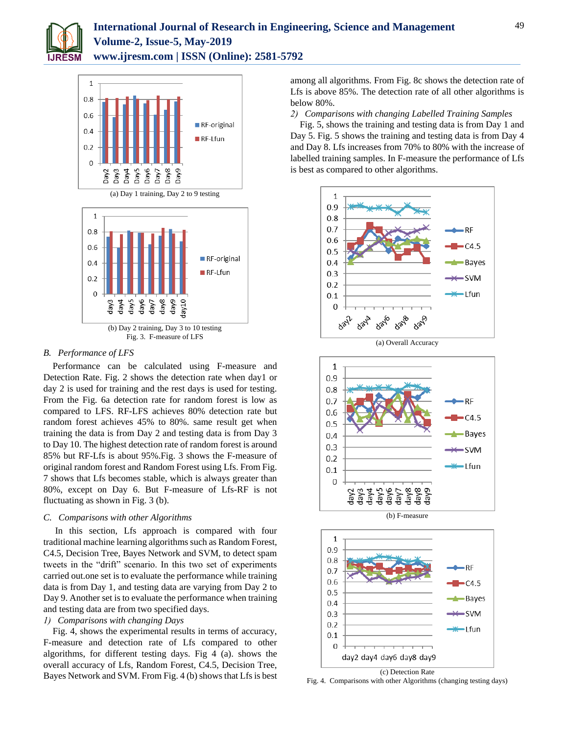(a) Day 1 training, Day 2 to 9 testing

(b) Day 2 training, Day 3 to 10 testing

Fig. 3. F-measure of LFS

### B. *Performance of LFS*

Performance can be calculated using F-measure and Detection Rate. Fig. 2 shows the detection rate when day1 or day 2 is used for training and the rest days is used for testing. From the Fig. 6a detection rate for random forest is low as compared to LFS. RF-LFS achieves 80% detection rate but random forest achieves 45% to 80%. same result get when training the data is from Day 2 and testing data is from Day 3 to Day 10. The highest detection rate of random forest is around 85% but RF-Lfs is about 95%.Fig. 3 shows the F-measure of original random forest and Random Forest using Lfs. From Fig. 7 shows that Lfs becomes stable, which is always greater than 80%, except on Day 6. But F-measure of Lfs-RF is not fluctuating as shown in Fig. 3 (b).

### C. *Comparisons with other Algorithms*

In this section, Lfs approach is compared with four traditional machine learning algorithms such as Random Forest, C4.5, Decision Tree, Bayes Network and SVM, to detect spam tweets in the "drift" scenario. In this two set of experiments carried out.one set is to evaluate the performance while training data is from Day 1, and testing data are varying from Day 2 to Day 9. Another set is to evaluate the performance when training and testing data are from two specified days.

*1) Comparisons with changing Days*

Fig. 4, shows the experimental results in terms of accuracy, F-measure and detection rate of Lfs compared to other algorithms, for different testing days. Fig 4 (a). shows the overall accuracy of Lfs, Random Forest, C4.5, Decision Tree, Bayes Network and SVM. From Fig. 4 (b) shows that Lfs is best among all algorithms. From Fig. 8c shows the detection rate of Lfs is above 85%. The detection rate of all other algorithms is below 80%.

*2) Comparisons with changing Labelled Training Samples*

Fig. 5, shows the training and testing data is from Day 1 and Day 5. Fig. 5 shows the training and testing data is from Day 4 and Day 8. Lfs increases from 70% to 80% with the increase of labelled training samples. In F-measure the performance of Lfs is best as compared to other algorithms.

(a) Overall Accuracy

(b) F-measure

(c) Detection Rate

Fig. 4. Comparisons with other Algorithms (changing testing days)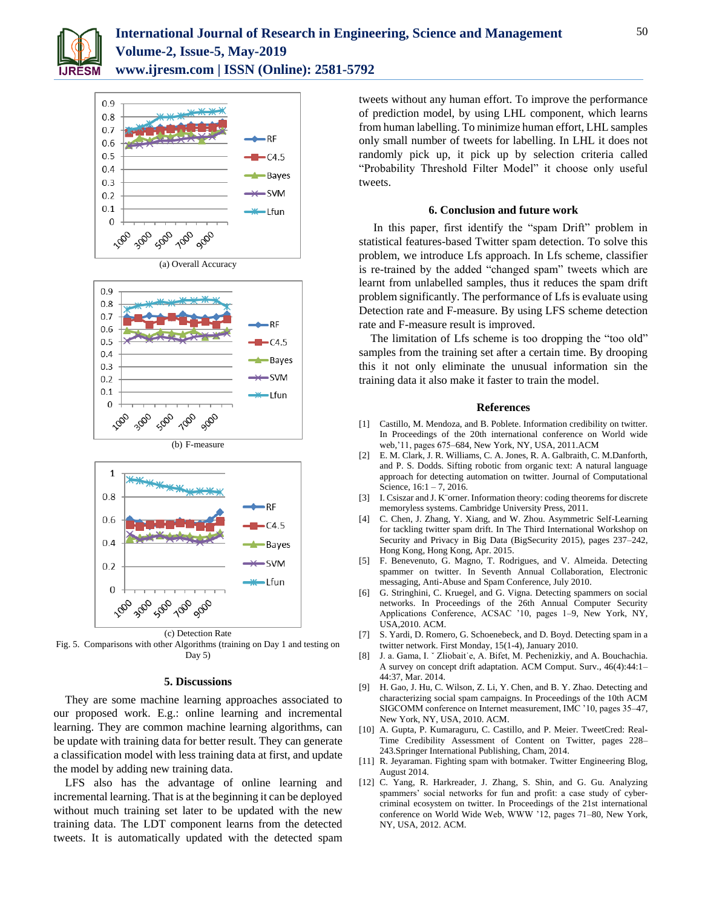(a) Overall Accuracy

(b) F-measure

(c) Detection Rate

Fig. 5. Comparisons with other Algorithms (training on Day 1 and testing on Day 5)

### 5. Discussions

They are some machine learning approaches associated to our proposed work. E.g.: online learning and incremental learning. They are common machine learning algorithms, can be update with training data for better result. They can generate a classification model with less training data at first, and update the model by adding new training data.

LFS also has the advantage of online learning and incremental learning. That is at the beginning it can be deployed without much training set later to be updated with the new training data. The LDT component learns from the detected tweets. It is automatically updated with the detected spam tweets without any human effort. To improve the performance of prediction model, by using LHL component, which learns from human labelling. To minimize human effort, LHL samples only small number of tweets for labelling. In LHL it does not randomly pick up, it pick up by selection criteria called "Probability Threshold Filter Model" it choose only useful tweets.

### 6. Conclusion and future work

In this paper, first identify the "spam Drift" problem in statistical features-based Twitter spam detection. To solve this problem, we introduce Lfs approach. In Lfs scheme, classifier is re-trained by the added "changed spam" tweets which are learnt from unlabelled samples, thus it reduces the spam drift problem significantly. The performance of Lfs is evaluate using Detection rate and F-measure. By using LFS scheme detection rate and F-measure result is improved.

The limitation of Lfs scheme is too dropping the "too old" samples from the training set after a certain time. By drooping this it not only eliminate the unusual information sin the training data it also make it faster to train the model.

### References

[1] Castillo, M. Mendoza, and B. Poblete. Information credibility on twitter. In Proceedings of the 20th international conference on World wide web,'11, pages 675–684, New York, NY, USA, 2011.ACM

[2] E. M. Clark, J. R. Williams, C. A. Jones, R. A. Galbraith, C. M.Danforth, and P. S. Dodds. Sifting robotic from organic text: A natural language approach for detecting automation on twitter. Journal of Computational Science, 16:1 – 7, 2016.

[3] I. Csiszar and J. K¨orner. Information theory: coding theorems for discrete memoryless systems. Cambridge University Press, 2011.

[4] C. Chen, J. Zhang, Y. Xiang, and W. Zhou. Asymmetric Self-Learning for tackling twitter spam drift. In The Third International Workshop on Security and Privacy in Big Data (BigSecurity 2015), pages 237–242, Hong Kong, Hong Kong, Apr. 2015.

[5] F. Benevenuto, G. Magno, T. Rodrigues, and V. Almeida. Detecting spammer on twitter. In Seventh Annual Collaboration, Electronic messaging, Anti-Abuse and Spam Conference, July 2010.

[6] G. Stringhini, C. Kruegel, and G. Vigna. Detecting spammers on social networks. In Proceedings of the 26th Annual Computer Security Applications Conference, ACSAC '10, pages 1–9, New York, NY, USA,2010. ACM.

[7] S. Yardi, D. Romero, G. Schoenebeck, and D. Boyd. Detecting spam in a twitter network. First Monday, 15(1-4), January 2010.

[8] J. a. Gama, I. ˇ Zliobait˙e, A. Bifet, M. Pechenizkiy, and A. Bouchachia. A survey on concept drift adaptation. ACM Comput. Surv., 46(4):44:1–44:37, Mar. 2014.

[9] H. Gao, J. Hu, C. Wilson, Z. Li, Y. Chen, and B. Y. Zhao. Detecting and characterizing social spam campaigns. In Proceedings of the 10th ACM SIGCOMM conference on Internet measurement, IMC '10, pages 35–47, New York, NY, USA, 2010. ACM.

[10] A. Gupta, P. Kumaraguru, C. Castillo, and P. Meier. TweetCred: Real-Time Credibility Assessment of Content on Twitter, pages 228–243.Springer International Publishing, Cham, 2014.

[11] R. Jeyaraman. Fighting spam with botmaker. Twitter Engineering Blog, August 2014.

[12] C. Yang, R. Harkreader, J. Zhang, S. Shin, and G. Gu. Analyzing spammers' social networks for fun and profit: a case study of cyber-criminal ecosystem on twitter. In Proceedings of the 21st international conference on World Wide Web, WWW '12, pages 71–80, New York, NY, USA, 2012. ACM.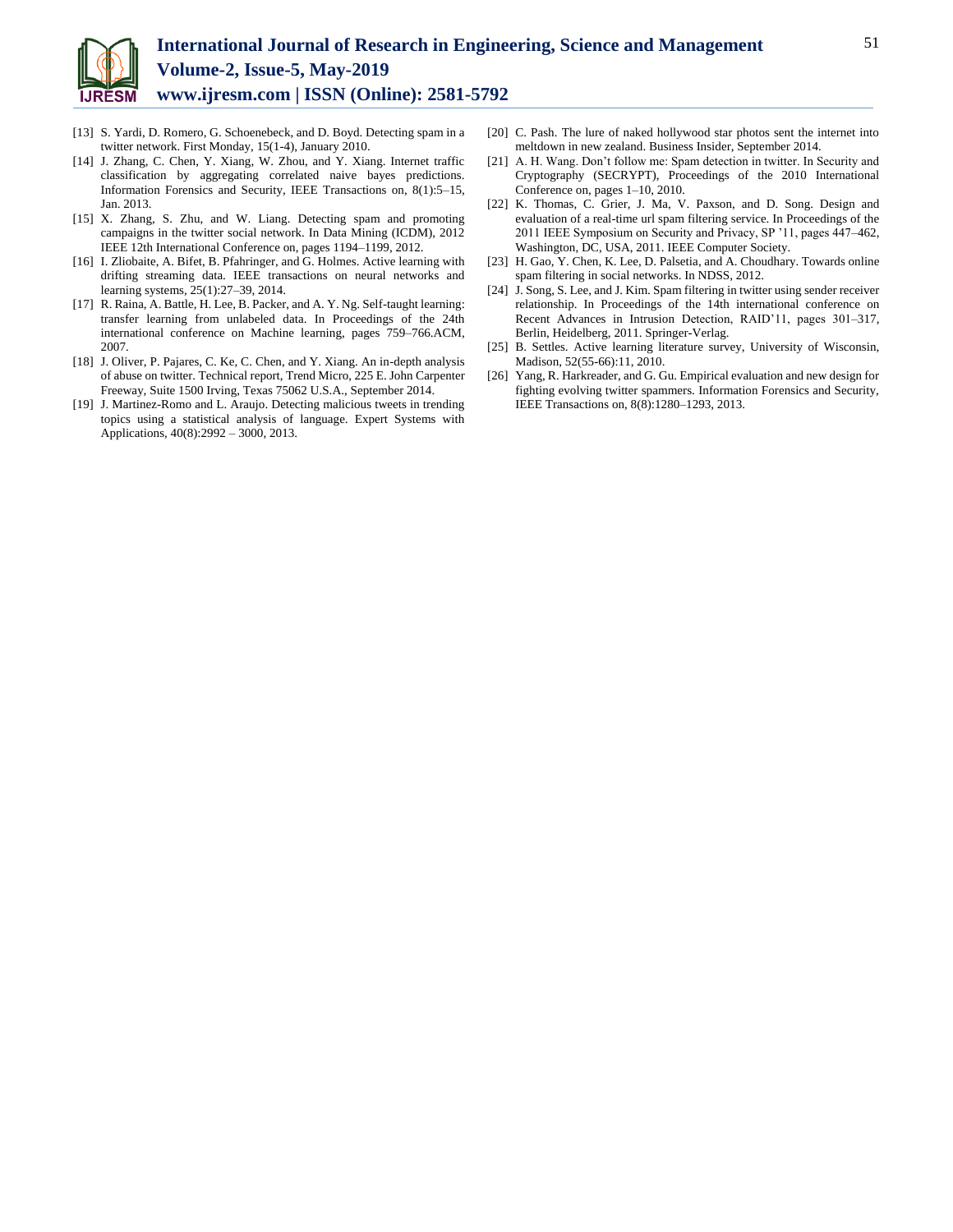[13] S. Yardi, D. Romero, G. Schoenebeck, and D. Boyd. Detecting spam in a twitter network. First Monday, 15(1-4), January 2010.

[14] J. Zhang, C. Chen, Y. Xiang, W. Zhou, and Y. Xiang. Internet traffic classification by aggregating correlated naive bayes predictions. Information Forensics and Security, IEEE Transactions on, 8(1):5–15, Jan. 2013.

[15] X. Zhang, S. Zhu, and W. Liang. Detecting spam and promoting campaigns in the twitter social network. In Data Mining (ICDM), 2012 IEEE 12th International Conference on, pages 1194–1199, 2012.

[16] I. Zliobaite, A. Bifet, B. Pfahringer, and G. Holmes. Active learning with drifting streaming data. IEEE transactions on neural networks and learning systems, 25(1):27–39, 2014.

[17] R. Raina, A. Battle, H. Lee, B. Packer, and A. Y. Ng. Self-taught learning: transfer learning from unlabeled data. In Proceedings of the 24th international conference on Machine learning, pages 759–766.ACM, 2007.

[18] J. Oliver, P. Pajares, C. Ke, C. Chen, and Y. Xiang. An in-depth analysis of abuse on twitter. Technical report, Trend Micro, 225 E. John Carpenter Freeway, Suite 1500 Irving, Texas 75062 U.S.A., September 2014.

[19] J. Martinez-Romo and L. Araujo. Detecting malicious tweets in trending topics using a statistical analysis of language. Expert Systems with Applications, 40(8):2992 – 3000, 2013.

[20] C. Pash. The lure of naked hollywood star photos sent the internet into meltdown in new zealand. Business Insider, September 2014.

[21] A. H. Wang. Don't follow me: Spam detection in twitter. In Security and Cryptography (SECRYPT), Proceedings of the 2010 International Conference on, pages 1–10, 2010.

[22] K. Thomas, C. Grier, J. Ma, V. Paxson, and D. Song. Design and evaluation of a real-time url spam filtering service. In Proceedings of the 2011 IEEE Symposium on Security and Privacy, SP '11, pages 447–462, Washington, DC, USA, 2011. IEEE Computer Society.

[23] H. Gao, Y. Chen, K. Lee, D. Palsetia, and A. Choudhary. Towards online spam filtering in social networks. In NDSS, 2012.

[24] J. Song, S. Lee, and J. Kim. Spam filtering in twitter using sender receiver relationship. In Proceedings of the 14th international conference on Recent Advances in Intrusion Detection, RAID'11, pages 301–317, Berlin, Heidelberg, 2011. Springer-Verlag.

[25] B. Settles. Active learning literature survey, University of Wisconsin, Madison, 52(55-66):11, 2010.

[26] Yang, R. Harkreader, and G. Gu. Empirical evaluation and new design for fighting evolving twitter spammers. Information Forensics and Security, IEEE Transactions on, 8(8):1280–1293, 2013.